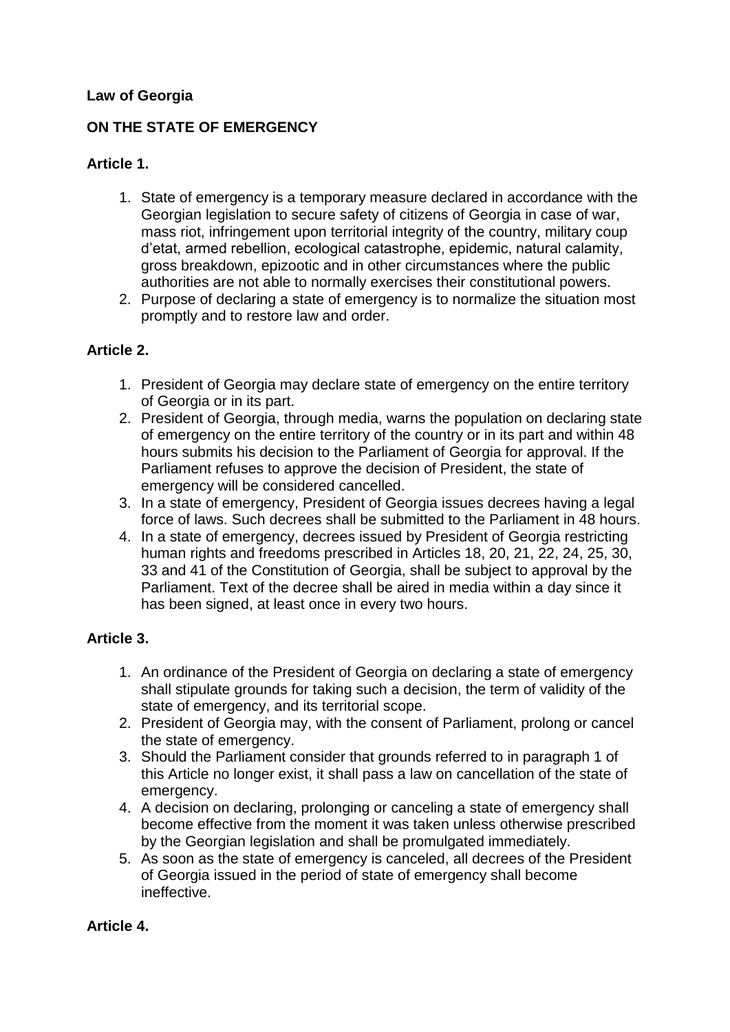**Law of Georgia**

**ON THE STATE OF EMERGENCY**

**Article 1.**

1. State of emergency is a temporary measure declared in accordance with the Georgian legislation to secure safety of citizens of Georgia in case of war, mass riot, infringement upon territorial integrity of the country, military coup d'etat, armed rebellion, ecological catastrophe, epidemic, natural calamity, gross breakdown, epizootic and in other circumstances where the public authorities are not able to normally exercises their constitutional powers.
2. Purpose of declaring a state of emergency is to normalize the situation most promptly and to restore law and order.

**Article 2.**

1. President of Georgia may declare state of emergency on the entire territory of Georgia or in its part.
2. President of Georgia, through media, warns the population on declaring state of emergency on the entire territory of the country or in its part and within 48 hours submits his decision to the Parliament of Georgia for approval. If the Parliament refuses to approve the decision of President, the state of emergency will be considered cancelled.
3. In a state of emergency, President of Georgia issues decrees having a legal force of laws. Such decrees shall be submitted to the Parliament in 48 hours.
4. In a state of emergency, decrees issued by President of Georgia restricting human rights and freedoms prescribed in Articles 18, 20, 21, 22, 24, 25, 30, 33 and 41 of the Constitution of Georgia, shall be subject to approval by the Parliament. Text of the decree shall be aired in media within a day since it has been signed, at least once in every two hours.

**Article 3.**

1. An ordinance of the President of Georgia on declaring a state of emergency shall stipulate grounds for taking such a decision, the term of validity of the state of emergency, and its territorial scope.
2. President of Georgia may, with the consent of Parliament, prolong or cancel the state of emergency.
3. Should the Parliament consider that grounds referred to in paragraph 1 of this Article no longer exist, it shall pass a law on cancellation of the state of emergency.
4. A decision on declaring, prolonging or canceling a state of emergency shall become effective from the moment it was taken unless otherwise prescribed by the Georgian legislation and shall be promulgated immediately.
5. As soon as the state of emergency is canceled, all decrees of the President of Georgia issued in the period of state of emergency shall become ineffective.

**Article 4.**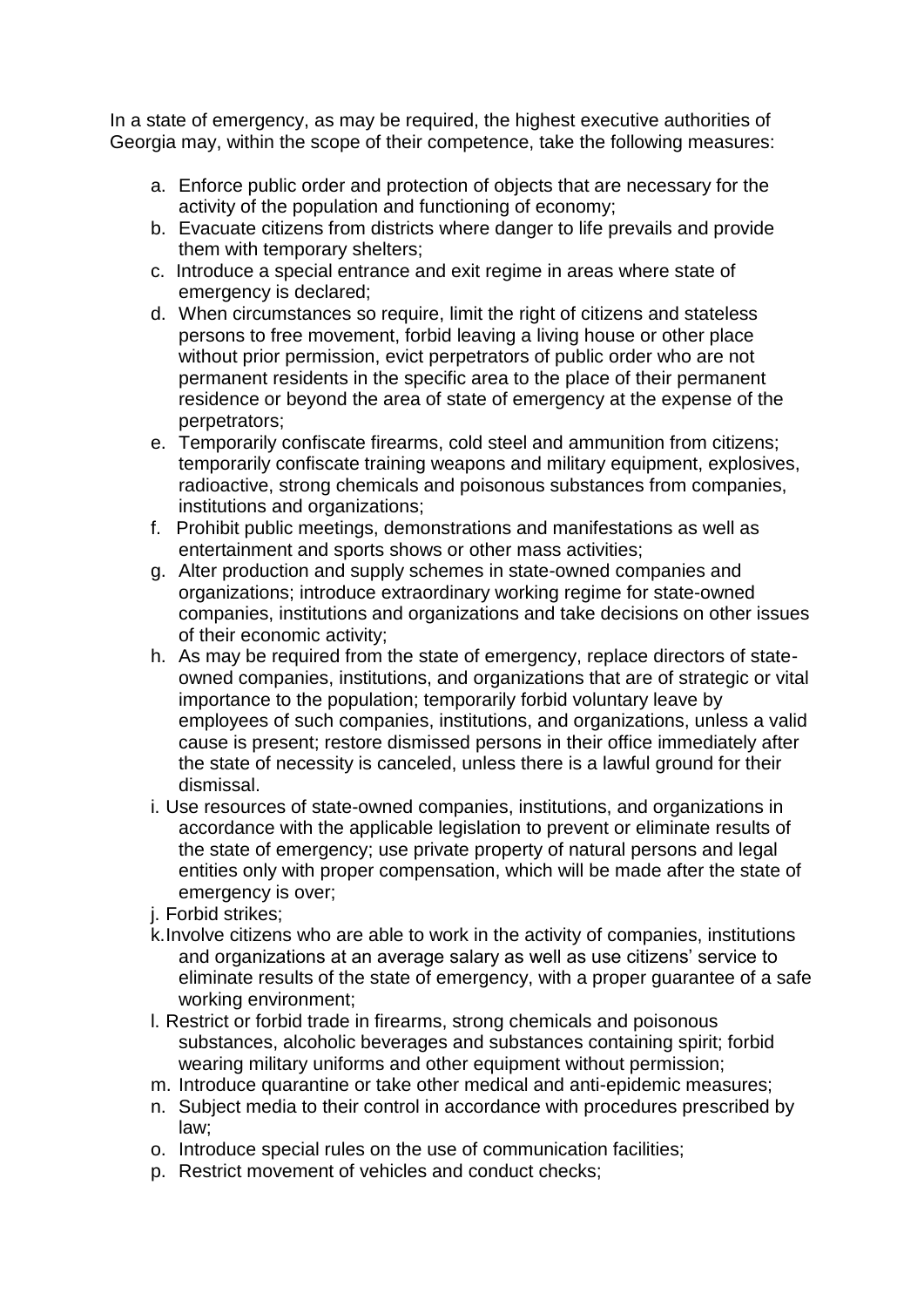In a state of emergency, as may be required, the highest executive authorities of Georgia may, within the scope of their competence, take the following measures:

a. Enforce public order and protection of objects that are necessary for the activity of the population and functioning of economy;
b. Evacuate citizens from districts where danger to life prevails and provide them with temporary shelters;
c. Introduce a special entrance and exit regime in areas where state of emergency is declared;
d. When circumstances so require, limit the right of citizens and stateless persons to free movement, forbid leaving a living house or other place without prior permission, evict perpetrators of public order who are not permanent residents in the specific area to the place of their permanent residence or beyond the area of state of emergency at the expense of the perpetrators;
e. Temporarily confiscate firearms, cold steel and ammunition from citizens; temporarily confiscate training weapons and military equipment, explosives, radioactive, strong chemicals and poisonous substances from companies, institutions and organizations;
f. Prohibit public meetings, demonstrations and manifestations as well as entertainment and sports shows or other mass activities;
g. Alter production and supply schemes in state-owned companies and organizations; introduce extraordinary working regime for state-owned companies, institutions and organizations and take decisions on other issues of their economic activity;
h. As may be required from the state of emergency, replace directors of state-owned companies, institutions, and organizations that are of strategic or vital importance to the population; temporarily forbid voluntary leave by employees of such companies, institutions, and organizations, unless a valid cause is present; restore dismissed persons in their office immediately after the state of necessity is canceled, unless there is a lawful ground for their dismissal.
i. Use resources of state-owned companies, institutions, and organizations in accordance with the applicable legislation to prevent or eliminate results of the state of emergency; use private property of natural persons and legal entities only with proper compensation, which will be made after the state of emergency is over;
j. Forbid strikes;
k. Involve citizens who are able to work in the activity of companies, institutions and organizations at an average salary as well as use citizens' service to eliminate results of the state of emergency, with a proper guarantee of a safe working environment;
l. Restrict or forbid trade in firearms, strong chemicals and poisonous substances, alcoholic beverages and substances containing spirit; forbid wearing military uniforms and other equipment without permission;
m. Introduce quarantine or take other medical and anti-epidemic measures;
n. Subject media to their control in accordance with procedures prescribed by law;
o. Introduce special rules on the use of communication facilities;
p. Restrict movement of vehicles and conduct checks;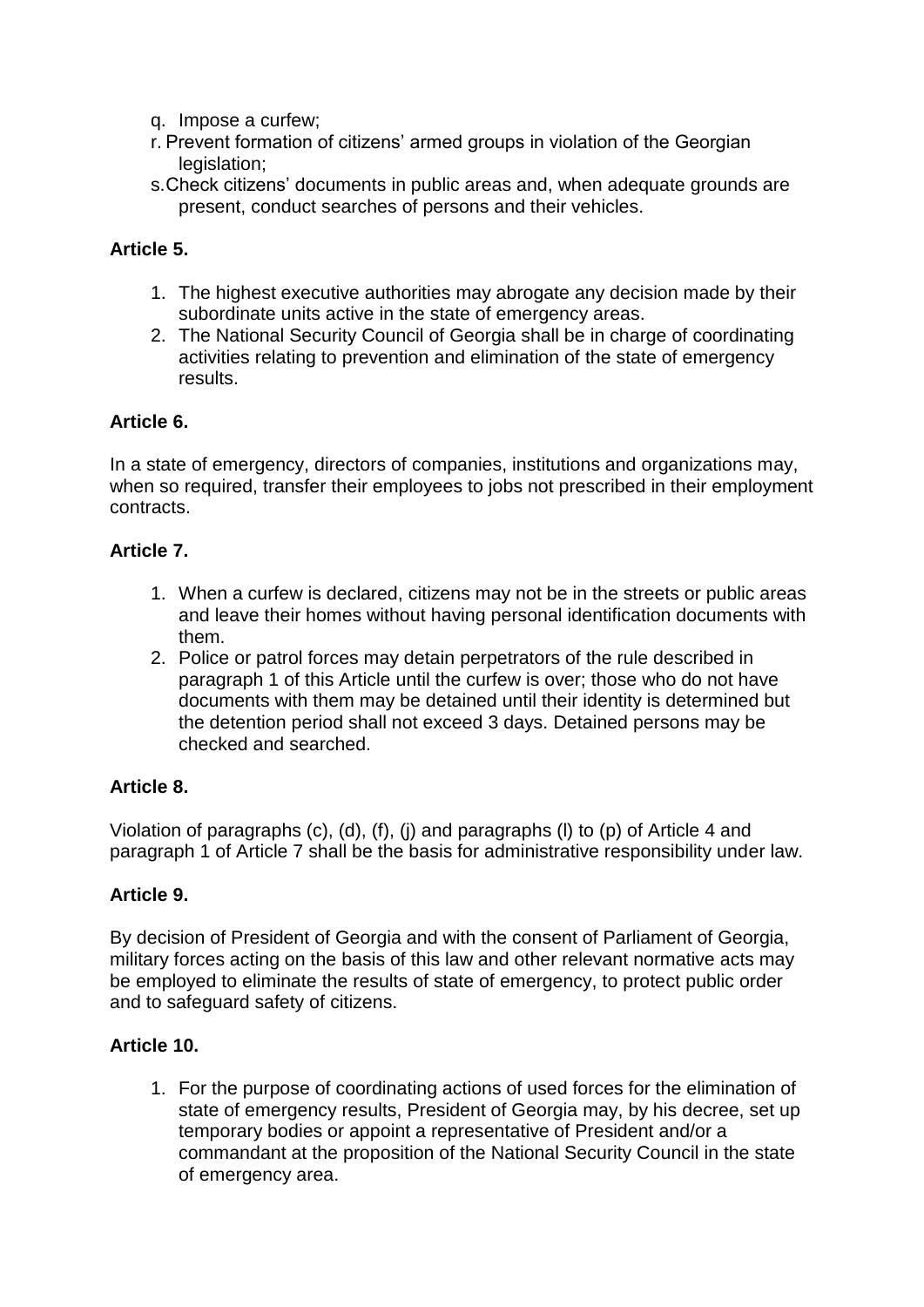q. Impose a curfew;
r. Prevent formation of citizens' armed groups in violation of the Georgian legislation;
s. Check citizens' documents in public areas and, when adequate grounds are present, conduct searches of persons and their vehicles.

**Article 5.**

1. The highest executive authorities may abrogate any decision made by their subordinate units active in the state of emergency areas.
2. The National Security Council of Georgia shall be in charge of coordinating activities relating to prevention and elimination of the state of emergency results.

**Article 6.**

In a state of emergency, directors of companies, institutions and organizations may, when so required, transfer their employees to jobs not prescribed in their employment contracts.

**Article 7.**

1. When a curfew is declared, citizens may not be in the streets or public areas and leave their homes without having personal identification documents with them.
2. Police or patrol forces may detain perpetrators of the rule described in paragraph 1 of this Article until the curfew is over; those who do not have documents with them may be detained until their identity is determined but the detention period shall not exceed 3 days. Detained persons may be checked and searched.

**Article 8.**

Violation of paragraphs (c), (d), (f), (j) and paragraphs (l) to (p) of Article 4 and paragraph 1 of Article 7 shall be the basis for administrative responsibility under law.

**Article 9.**

By decision of President of Georgia and with the consent of Parliament of Georgia, military forces acting on the basis of this law and other relevant normative acts may be employed to eliminate the results of state of emergency, to protect public order and to safeguard safety of citizens.

**Article 10.**

1. For the purpose of coordinating actions of used forces for the elimination of state of emergency results, President of Georgia may, by his decree, set up temporary bodies or appoint a representative of President and/or a commandant at the proposition of the National Security Council in the state of emergency area.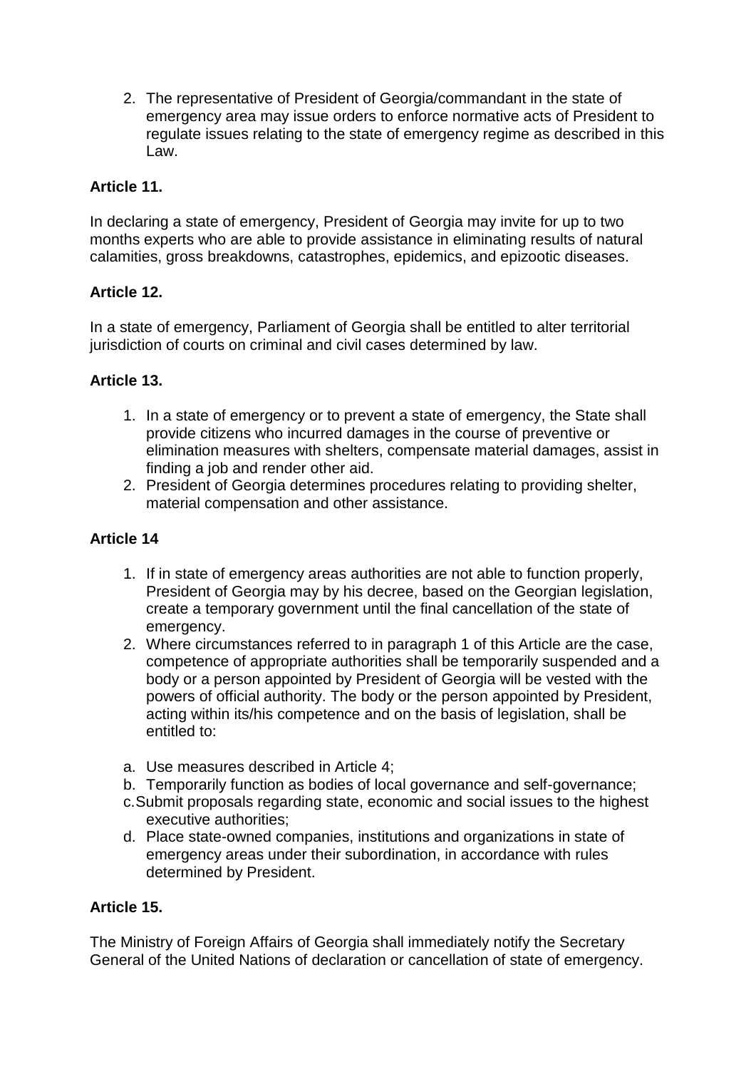2. The representative of President of Georgia/commandant in the state of emergency area may issue orders to enforce normative acts of President to regulate issues relating to the state of emergency regime as described in this Law.

**Article 11.**

In declaring a state of emergency, President of Georgia may invite for up to two months experts who are able to provide assistance in eliminating results of natural calamities, gross breakdowns, catastrophes, epidemics, and epizootic diseases.

**Article 12.**

In a state of emergency, Parliament of Georgia shall be entitled to alter territorial jurisdiction of courts on criminal and civil cases determined by law.

**Article 13.**

1. In a state of emergency or to prevent a state of emergency, the State shall provide citizens who incurred damages in the course of preventive or elimination measures with shelters, compensate material damages, assist in finding a job and render other aid.
2. President of Georgia determines procedures relating to providing shelter, material compensation and other assistance.

**Article 14**

1. If in state of emergency areas authorities are not able to function properly, President of Georgia may by his decree, based on the Georgian legislation, create a temporary government until the final cancellation of the state of emergency.
2. Where circumstances referred to in paragraph 1 of this Article are the case, competence of appropriate authorities shall be temporarily suspended and a body or a person appointed by President of Georgia will be vested with the powers of official authority. The body or the person appointed by President, acting within its/his competence and on the basis of legislation, shall be entitled to:

a. Use measures described in Article 4;
b. Temporarily function as bodies of local governance and self-governance;
c. Submit proposals regarding state, economic and social issues to the highest executive authorities;
d. Place state-owned companies, institutions and organizations in state of emergency areas under their subordination, in accordance with rules determined by President.

**Article 15.**

The Ministry of Foreign Affairs of Georgia shall immediately notify the Secretary General of the United Nations of declaration or cancellation of state of emergency.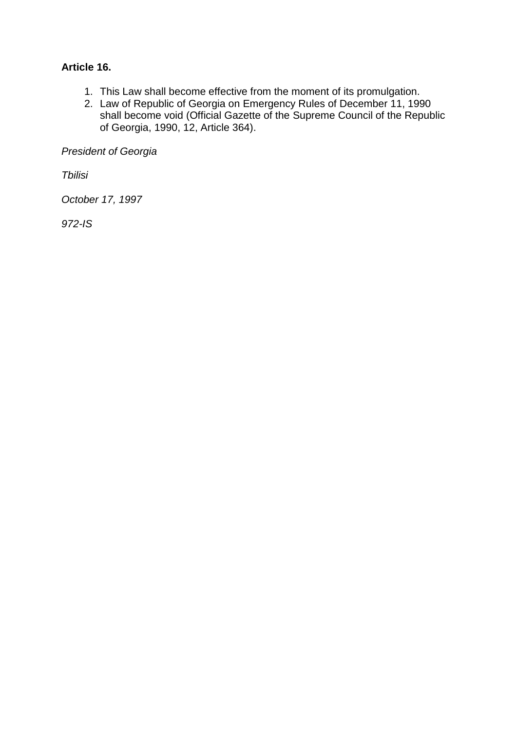**Article 16.**

1. This Law shall become effective from the moment of its promulgation.
2. Law of Republic of Georgia on Emergency Rules of December 11, 1990 shall become void (Official Gazette of the Supreme Council of the Republic of Georgia, 1990, 12, Article 364).

*President of Georgia*

*Tbilisi*

*October 17, 1997*

*972-IS*